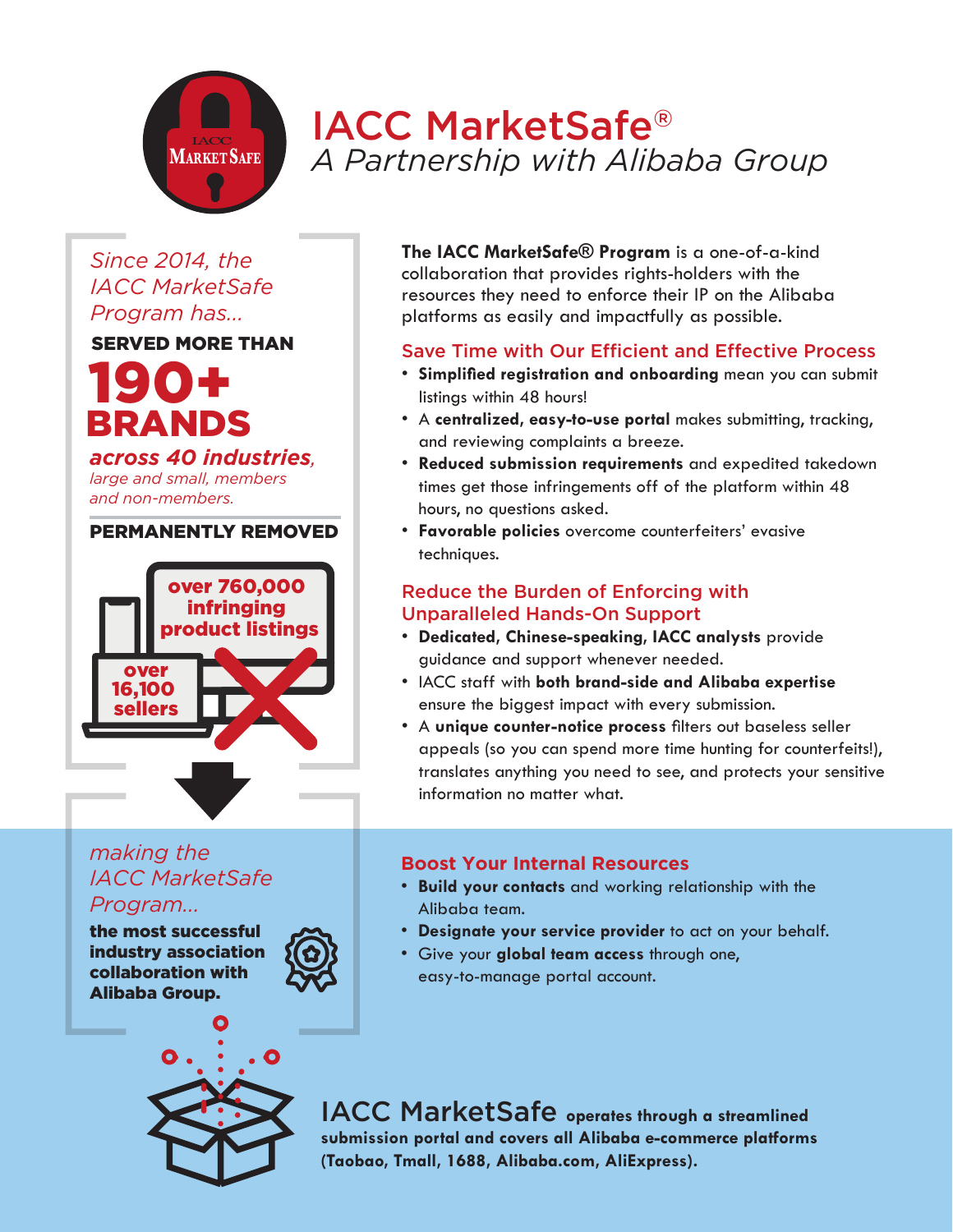# IACC MarketSafe®

*A Partnership with Alibaba Group*

*Since 2014, the IACC MarketSafe Program has…*

**SERVED MORE THAN**

**190+ BRANDS**

***across 40 industries****, large and small, members and non-members.*

**PERMANENTLY REMOVED**

**over 760,000 infringing product listings**

**over 16,100 sellers**

*making the IACC MarketSafe Program…*

**the most successful industry association collaboration with Alibaba Group.**

**The IACC MarketSafe® Program** is a one-of-a-kind collaboration that provides rights-holders with the resources they need to enforce their IP on the Alibaba platforms as easily and impactfully as possible.

## Save Time with Our Efficient and Effective Process

- **Simplified registration and onboarding** mean you can submit listings within 48 hours!
- A **centralized, easy-to-use portal** makes submitting, tracking, and reviewing complaints a breeze.
- **Reduced submission requirements** and expedited takedown times get those infringements off of the platform within 48 hours, no questions asked.
- **Favorable policies** overcome counterfeiters' evasive techniques.

## Reduce the Burden of Enforcing with Unparalleled Hands-On Support

- **Dedicated, Chinese-speaking, IACC analysts** provide guidance and support whenever needed.
- IACC staff with **both brand-side and Alibaba expertise** ensure the biggest impact with every submission.
- A **unique counter-notice process** filters out baseless seller appeals (so you can spend more time hunting for counterfeits!), translates anything you need to see, and protects your sensitive information no matter what.

## Boost Your Internal Resources

- **Build your contacts** and working relationship with the Alibaba team.
- **Designate your service provider** to act on your behalf.
- Give your **global team access** through one, easy-to-manage portal account.

IACC MarketSafe **operates through a streamlined submission portal and covers all Alibaba e-commerce platforms (Taobao, Tmall, 1688, Alibaba.com, AliExpress).**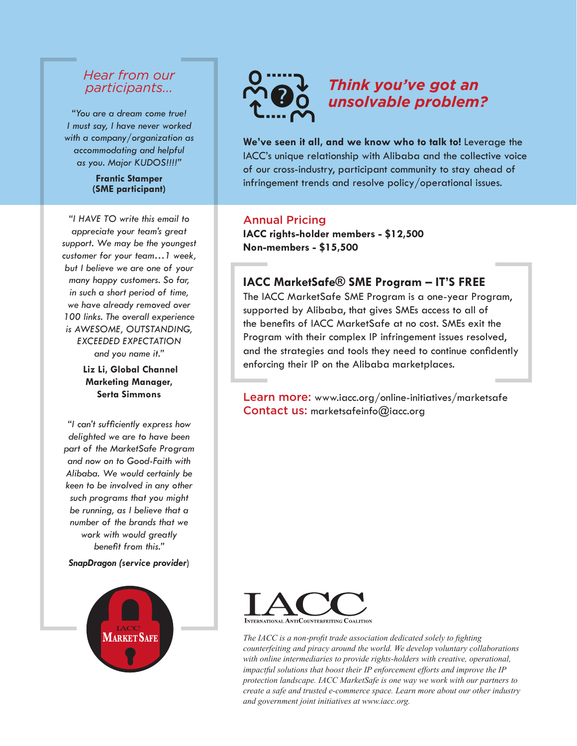## Hear from our participants…

*"You are a dream come true! I must say, I have never worked with a company/organization as accommodating and helpful as you. Major KUDOS!!!!"*

**Frantic Stamper (SME participant)**

*"I HAVE TO write this email to appreciate your team's great support. We may be the youngest customer for your team…1 week, but I believe we are one of your many happy customers. So far, in such a short period of time, we have already removed over 100 links. The overall experience is AWESOME, OUTSTANDING, EXCEEDED EXPECTATION and you name it."*

**Liz Li, Global Channel Marketing Manager, Serta Simmons**

*"I can't sufficiently express how delighted we are to have been part of the MarketSafe Program and now on to Good-Faith with Alibaba. We would certainly be keen to be involved in any other such programs that you might be running, as I believe that a number of the brands that we work with would greatly benefit from this."*

***SnapDragon (service provider)***

IACC MARKET SAFE

## Think you've got an unsolvable problem?

**We've seen it all, and we know who to talk to!** Leverage the IACC's unique relationship with Alibaba and the collective voice of our cross-industry, participant community to stay ahead of infringement trends and resolve policy/operational issues.

### Annual Pricing

**IACC rights-holder members - $12,500**
**Non-members - $15,500**

### IACC MarketSafe® SME Program – IT'S FREE

The IACC MarketSafe SME Program is a one-year Program, supported by Alibaba, that gives SMEs access to all of the benefits of IACC MarketSafe at no cost. SMEs exit the Program with their complex IP infringement issues resolved, and the strategies and tools they need to continue confidently enforcing their IP on the Alibaba marketplaces.

**Learn more:** www.iacc.org/online-initiatives/marketsafe
**Contact us:** marketsafeinfo@iacc.org

IACC
INTERNATIONAL ANTICOUNTERFEITING COALITION

*The IACC is a non-profit trade association dedicated solely to fighting counterfeiting and piracy around the world. We develop voluntary collaborations with online intermediaries to provide rights-holders with creative, operational, impactful solutions that boost their IP enforcement efforts and improve the IP protection landscape. IACC MarketSafe is one way we work with our partners to create a safe and trusted e-commerce space. Learn more about our other industry and government joint initiatives at www.iacc.org.*